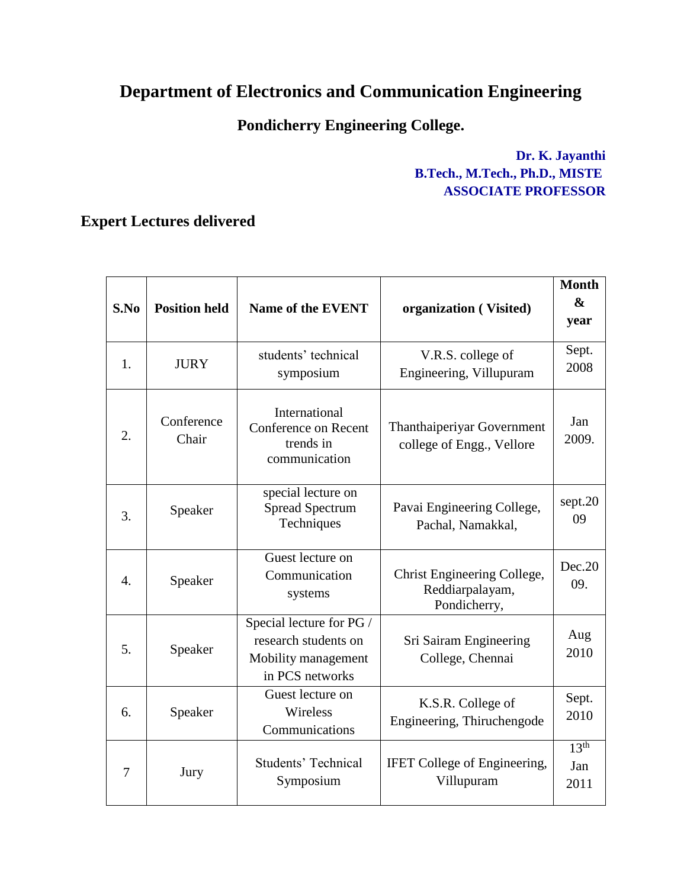# Department of Electronics and Communication Engineering

## Pondicherry Engineering College.

**Dr. K. Jayanthi**
**B.Tech., M.Tech., Ph.D., MISTE**
**ASSOCIATE PROFESSOR**

## Expert Lectures delivered

| S.No | Position held | Name of the EVENT | organization ( Visited) | Month & year |
|---|---|---|---|---|
| 1. | JURY | students' technical symposium | V.R.S. college of Engineering, Villupuram | Sept. 2008 |
| 2. | Conference Chair | International Conference on Recent trends in communication | Thanthaiperiyar Government college of Engg., Vellore | Jan 2009. |
| 3. | Speaker | special lecture on Spread Spectrum Techniques | Pavai Engineering College, Pachal, Namakkal, | sept.2009 |
| 4. | Speaker | Guest lecture on Communication systems | Christ Engineering College, Reddiarpalayam, Pondicherry, | Dec.2009. |
| 5. | Speaker | Special lecture for PG / research students on Mobility management in PCS networks | Sri Sairam Engineering College, Chennai | Aug 2010 |
| 6. | Speaker | Guest lecture on Wireless Communications | K.S.R. College of Engineering, Thiruchengode | Sept. 2010 |
| 7 | Jury | Students' Technical Symposium | IFET College of Engineering, Villupuram | 13th Jan 2011 |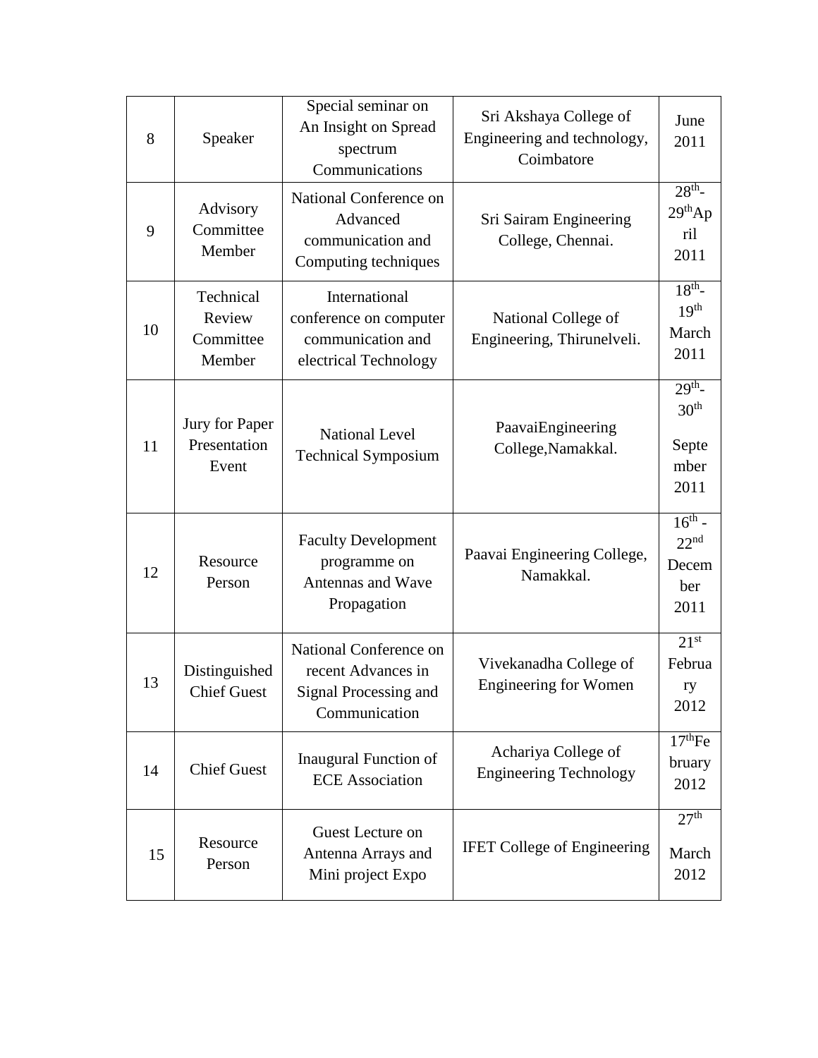| 8 | Speaker | Special seminar on An Insight on Spread spectrum Communications | Sri Akshaya College of Engineering and technology, Coimbatore | June 2011 |
|---|---|---|---|---|
| 9 | Advisory Committee Member | National Conference on Advanced communication and Computing techniques | Sri Sairam Engineering College, Chennai. | 28th-29th April 2011 |
| 10 | Technical Review Committee Member | International conference on computer communication and electrical Technology | National College of Engineering, Thirunelveli. | 18th-19th March 2011 |
| 11 | Jury for Paper Presentation Event | National Level Technical Symposium | PaavaiEngineering College,Namakkal. | 29th-30th September 2011 |
| 12 | Resource Person | Faculty Development programme on Antennas and Wave Propagation | Paavai Engineering College, Namakkal. | 16th - 22nd December 2011 |
| 13 | Distinguished Chief Guest | National Conference on recent Advances in Signal Processing and Communication | Vivekanadha College of Engineering for Women | 21st February 2012 |
| 14 | Chief Guest | Inaugural Function of ECE Association | Achariya College of Engineering Technology | 17th February 2012 |
| 15 | Resource Person | Guest Lecture on Antenna Arrays and Mini project Expo | IFET College of Engineering | 27th March 2012 |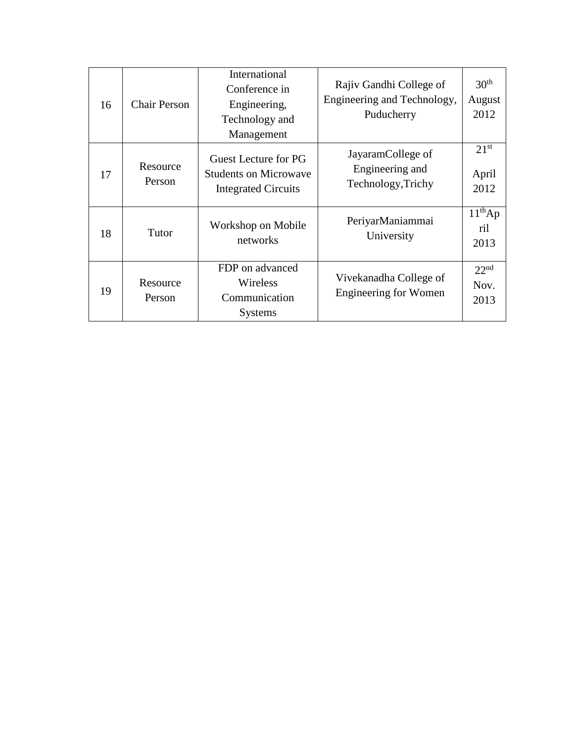| | | | | |
|---|---|---|---|---|
| 16 | Chair Person | International Conference in Engineering, Technology and Management | Rajiv Gandhi College of Engineering and Technology, Puducherry | 30$^{th}$ August 2012 |
| 17 | Resource Person | Guest Lecture for PG Students on Microwave Integrated Circuits | JayaramCollege of Engineering and Technology,Trichy | 21$^{st}$ April 2012 |
| 18 | Tutor | Workshop on Mobile networks | PeriyarManiammai University | 11$^{th}$April 2013 |
| 19 | Resource Person | FDP on advanced Wireless Communication Systems | Vivekanadha College of Engineering for Women | 22$^{nd}$ Nov. 2013 |